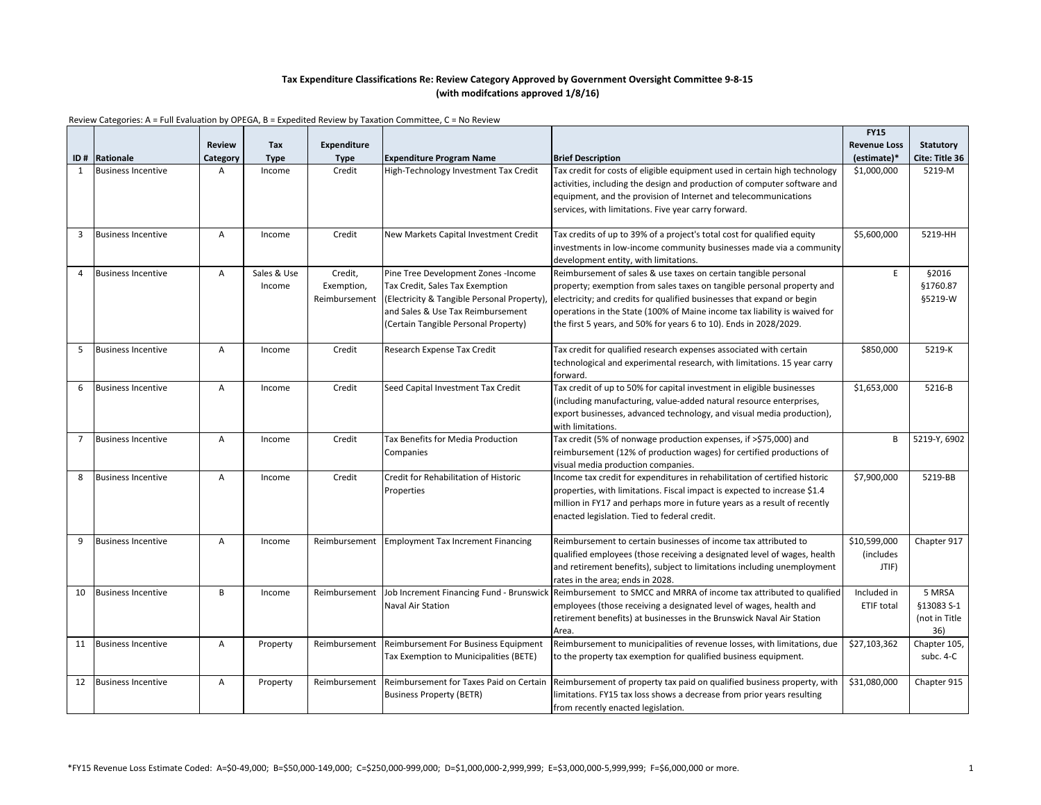**Tax Expenditure Classifications Re: Review Category Approved by Government Oversight Committee 9-8-15 (with modifcations approved 1/8/16)**

Review Categories: A = Full Evaluation by OPEGA, B = Expedited Review by Taxation Committee, C = No Review

| ID # | Rationale | Review Category | Tax Type | Expenditure Type | Expenditure Program Name | Brief Description | FY15 Revenue Loss (estimate)* | Statutory Cite: Title 36 |
|---|---|---|---|---|---|---|---|---|
| 1 | Business Incentive | A | Income | Credit | High-Technology Investment Tax Credit | Tax credit for costs of eligible equipment used in certain high technology activities, including the design and production of computer software and equipment, and the provision of Internet and telecommunications services, with limitations. Five year carry forward. | $1,000,000 | 5219-M |
| 3 | Business Incentive | A | Income | Credit | New Markets Capital Investment Credit | Tax credits of up to 39% of a project's total cost for qualified equity investments in low-income community businesses made via a community development entity, with limitations. | $5,600,000 | 5219-HH |
| 4 | Business Incentive | A | Sales & Use Income | Credit, Exemption, Reimbursement | Pine Tree Development Zones -Income Tax Credit, Sales Tax Exemption (Electricity & Tangible Personal Property), and Sales & Use Tax Reimbursement (Certain Tangible Personal Property) | Reimbursement of sales & use taxes on certain tangible personal property; exemption from sales taxes on tangible personal property and electricity; and credits for qualified businesses that expand or begin operations in the State (100% of Maine income tax liability is waived for the first 5 years, and 50% for years 6 to 10). Ends in 2028/2029. | E | §2016 §1760.87 §5219-W |
| 5 | Business Incentive | A | Income | Credit | Research Expense Tax Credit | Tax credit for qualified research expenses associated with certain technological and experimental research, with limitations. 15 year carry forward. | $850,000 | 5219-K |
| 6 | Business Incentive | A | Income | Credit | Seed Capital Investment Tax Credit | Tax credit of up to 50% for capital investment in eligible businesses (including manufacturing, value-added natural resource enterprises, export businesses, advanced technology, and visual media production), with limitations. | $1,653,000 | 5216-B |
| 7 | Business Incentive | A | Income | Credit | Tax Benefits for Media Production Companies | Tax credit (5% of nonwage production expenses, if >$75,000) and reimbursement (12% of production wages) for certified productions of visual media production companies. | B | 5219-Y, 6902 |
| 8 | Business Incentive | A | Income | Credit | Credit for Rehabilitation of Historic Properties | Income tax credit for expenditures in rehabilitation of certified historic properties, with limitations. Fiscal impact is expected to increase $1.4 million in FY17 and perhaps more in future years as a result of recently enacted legislation. Tied to federal credit. | $7,900,000 | 5219-BB |
| 9 | Business Incentive | A | Income | Reimbursement | Employment Tax Increment Financing | Reimbursement to certain businesses of income tax attributed to qualified employees (those receiving a designated level of wages, health and retirement benefits), subject to limitations including unemployment rates in the area; ends in 2028. | $10,599,000 (includes JTIF) | Chapter 917 |
| 10 | Business Incentive | B | Income | Reimbursement | Job Increment Financing Fund - Brunswick Naval Air Station | Reimbursement to SMCC and MRRA of income tax attributed to qualified employees (those receiving a designated level of wages, health and retirement benefits) at businesses in the Brunswick Naval Air Station Area. | Included in ETIF total | 5 MRSA §13083 S-1 (not in Title 36) |
| 11 | Business Incentive | A | Property | Reimbursement | Reimbursement For Business Equipment Tax Exemption to Municipalities (BETE) | Reimbursement to municipalities of revenue losses, with limitations, due to the property tax exemption for qualified business equipment. | $27,103,362 | Chapter 105, subc. 4-C |
| 12 | Business Incentive | A | Property | Reimbursement | Reimbursement for Taxes Paid on Certain Business Property (BETR) | Reimbursement of property tax paid on qualified business property, with limitations. FY15 tax loss shows a decrease from prior years resulting from recently enacted legislation. | $31,080,000 | Chapter 915 |

*FY15 Revenue Loss Estimate Coded: A=$0-49,000; B=$50,000-149,000; C=$250,000-999,000; D=$1,000,000-2,999,999; E=$3,000,000-5,999,999; F=$6,000,000 or more.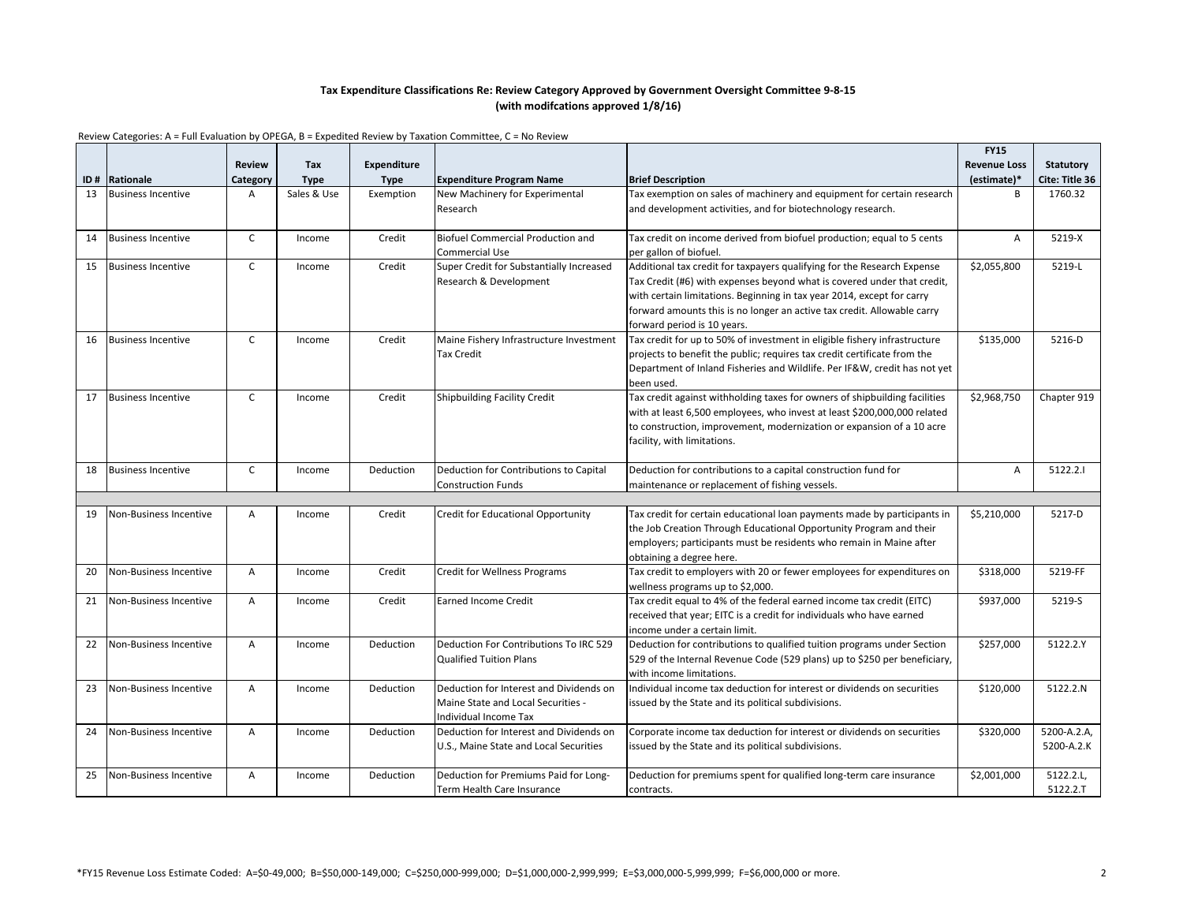**Tax Expenditure Classifications Re: Review Category Approved by Government Oversight Committee 9-8-15 (with modifcations approved 1/8/16)**

Review Categories: A = Full Evaluation by OPEGA, B = Expedited Review by Taxation Committee, C = No Review

| ID # | Rationale | Review Category | Tax Type | Expenditure Type | Expenditure Program Name | Brief Description | FY15 Revenue Loss (estimate)* | Statutory Cite: Title 36 |
|---|---|---|---|---|---|---|---|---|
| 13 | Business Incentive | A | Sales & Use | Exemption | New Machinery for Experimental Research | Tax exemption on sales of machinery and equipment for certain research and development activities, and for biotechnology research. | B | 1760.32 |
| 14 | Business Incentive | C | Income | Credit | Biofuel Commercial Production and Commercial Use | Tax credit on income derived from biofuel production; equal to 5 cents per gallon of biofuel. | A | 5219-X |
| 15 | Business Incentive | C | Income | Credit | Super Credit for Substantially Increased Research & Development | Additional tax credit for taxpayers qualifying for the Research Expense Tax Credit (#6) with expenses beyond what is covered under that credit, with certain limitations. Beginning in tax year 2014, except for carry forward amounts this is no longer an active tax credit. Allowable carry forward period is 10 years. | $2,055,800 | 5219-L |
| 16 | Business Incentive | C | Income | Credit | Maine Fishery Infrastructure Investment Tax Credit | Tax credit for up to 50% of investment in eligible fishery infrastructure projects to benefit the public; requires tax credit certificate from the Department of Inland Fisheries and Wildlife. Per IF&W, credit has not yet been used. | $135,000 | 5216-D |
| 17 | Business Incentive | C | Income | Credit | Shipbuilding Facility Credit | Tax credit against withholding taxes for owners of shipbuilding facilities with at least 6,500 employees, who invest at least $200,000,000 related to construction, improvement, modernization or expansion of a 10 acre facility, with limitations. | $2,968,750 | Chapter 919 |
| 18 | Business Incentive | C | Income | Deduction | Deduction for Contributions to Capital Construction Funds | Deduction for contributions to a capital construction fund for maintenance or replacement of fishing vessels. | A | 5122.2.I |
| | | | | | | | | |
| 19 | Non-Business Incentive | A | Income | Credit | Credit for Educational Opportunity | Tax credit for certain educational loan payments made by participants in the Job Creation Through Educational Opportunity Program and their employers; participants must be residents who remain in Maine after obtaining a degree here. | $5,210,000 | 5217-D |
| 20 | Non-Business Incentive | A | Income | Credit | Credit for Wellness Programs | Tax credit to employers with 20 or fewer employees for expenditures on wellness programs up to $2,000. | $318,000 | 5219-FF |
| 21 | Non-Business Incentive | A | Income | Credit | Earned Income Credit | Tax credit equal to 4% of the federal earned income tax credit (EITC) received that year; EITC is a credit for individuals who have earned income under a certain limit. | $937,000 | 5219-S |
| 22 | Non-Business Incentive | A | Income | Deduction | Deduction For Contributions To IRC 529 Qualified Tuition Plans | Deduction for contributions to qualified tuition programs under Section 529 of the Internal Revenue Code (529 plans) up to $250 per beneficiary, with income limitations. | $257,000 | 5122.2.Y |
| 23 | Non-Business Incentive | A | Income | Deduction | Deduction for Interest and Dividends on Maine State and Local Securities - Individual Income Tax | Individual income tax deduction for interest or dividends on securities issued by the State and its political subdivisions. | $120,000 | 5122.2.N |
| 24 | Non-Business Incentive | A | Income | Deduction | Deduction for Interest and Dividends on U.S., Maine State and Local Securities | Corporate income tax deduction for interest or dividends on securities issued by the State and its political subdivisions. | $320,000 | 5200-A.2.A, 5200-A.2.K |
| 25 | Non-Business Incentive | A | Income | Deduction | Deduction for Premiums Paid for Long-Term Health Care Insurance | Deduction for premiums spent for qualified long-term care insurance contracts. | $2,001,000 | 5122.2.L, 5122.2.T |

*FY15 Revenue Loss Estimate Coded: A=$0-49,000; B=$50,000-149,000; C=$250,000-999,000; D=$1,000,000-2,999,999; E=$3,000,000-5,999,999; F=$6,000,000 or more.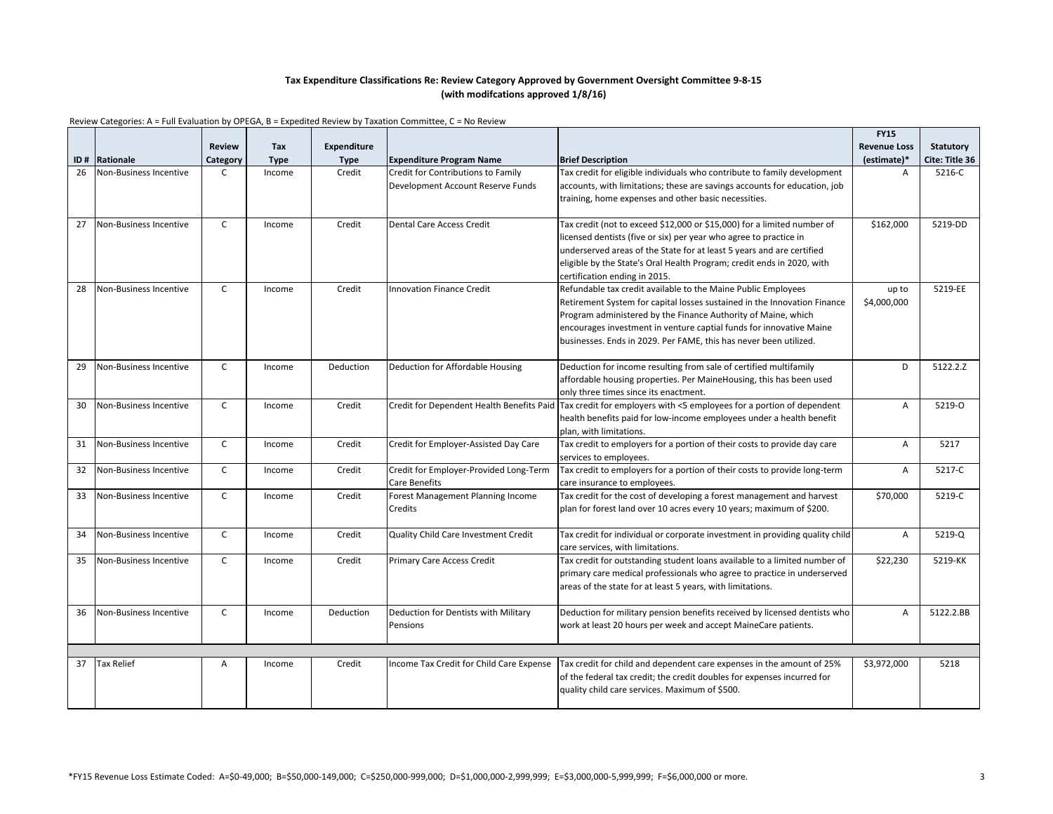**Tax Expenditure Classifications Re: Review Category Approved by Government Oversight Committee 9-8-15 (with modifcations approved 1/8/16)**

Review Categories: A = Full Evaluation by OPEGA, B = Expedited Review by Taxation Committee, C = No Review

| ID # | Rationale | Review Category | Tax Type | Expenditure Type | Expenditure Program Name | Brief Description | FY15 Revenue Loss (estimate)* | Statutory Cite: Title 36 |
|---|---|---|---|---|---|---|---|---|
| 26 | Non-Business Incentive | C | Income | Credit | Credit for Contributions to Family Development Account Reserve Funds | Tax credit for eligible individuals who contribute to family development accounts, with limitations; these are savings accounts for education, job training, home expenses and other basic necessities. | A | 5216-C |
| 27 | Non-Business Incentive | C | Income | Credit | Dental Care Access Credit | Tax credit (not to exceed $12,000 or $15,000) for a limited number of licensed dentists (five or six) per year who agree to practice in underserved areas of the State for at least 5 years and are certified eligible by the State's Oral Health Program; credit ends in 2020, with certification ending in 2015. | $162,000 | 5219-DD |
| 28 | Non-Business Incentive | C | Income | Credit | Innovation Finance Credit | Refundable tax credit available to the Maine Public Employees Retirement System for capital losses sustained in the Innovation Finance Program administered by the Finance Authority of Maine, which encourages investment in venture captial funds for innovative Maine businesses. Ends in 2029. Per FAME, this has never been utilized. | up to $4,000,000 | 5219-EE |
| 29 | Non-Business Incentive | C | Income | Deduction | Deduction for Affordable Housing | Deduction for income resulting from sale of certified multifamily affordable housing properties. Per MaineHousing, this has been used only three times since its enactment. | D | 5122.2.Z |
| 30 | Non-Business Incentive | C | Income | Credit | Credit for Dependent Health Benefits Paid | Tax credit for employers with <5 employees for a portion of dependent health benefits paid for low-income employees under a health benefit plan, with limitations. | A | 5219-O |
| 31 | Non-Business Incentive | C | Income | Credit | Credit for Employer-Assisted Day Care | Tax credit to employers for a portion of their costs to provide day care services to employees. | A | 5217 |
| 32 | Non-Business Incentive | C | Income | Credit | Credit for Employer-Provided Long-Term Care Benefits | Tax credit to employers for a portion of their costs to provide long-term care insurance to employees. | A | 5217-C |
| 33 | Non-Business Incentive | C | Income | Credit | Forest Management Planning Income Credits | Tax credit for the cost of developing a forest management and harvest plan for forest land over 10 acres every 10 years; maximum of $200. | $70,000 | 5219-C |
| 34 | Non-Business Incentive | C | Income | Credit | Quality Child Care Investment Credit | Tax credit for individual or corporate investment in providing quality child care services, with limitations. | A | 5219-Q |
| 35 | Non-Business Incentive | C | Income | Credit | Primary Care Access Credit | Tax credit for outstanding student loans available to a limited number of primary care medical professionals who agree to practice in underserved areas of the state for at least 5 years, with limitations. | $22,230 | 5219-KK |
| 36 | Non-Business Incentive | C | Income | Deduction | Deduction for Dentists with Military Pensions | Deduction for military pension benefits received by licensed dentists who work at least 20 hours per week and accept MaineCare patients. | A | 5122.2.BB |
| | | | | | | | | |
| 37 | Tax Relief | A | Income | Credit | Income Tax Credit for Child Care Expense | Tax credit for child and dependent care expenses in the amount of 25% of the federal tax credit; the credit doubles for expenses incurred for quality child care services. Maximum of $500. | $3,972,000 | 5218 |

*FY15 Revenue Loss Estimate Coded: A=$0-49,000; B=$50,000-149,000; C=$250,000-999,000; D=$1,000,000-2,999,999; E=$3,000,000-5,999,999; F=$6,000,000 or more.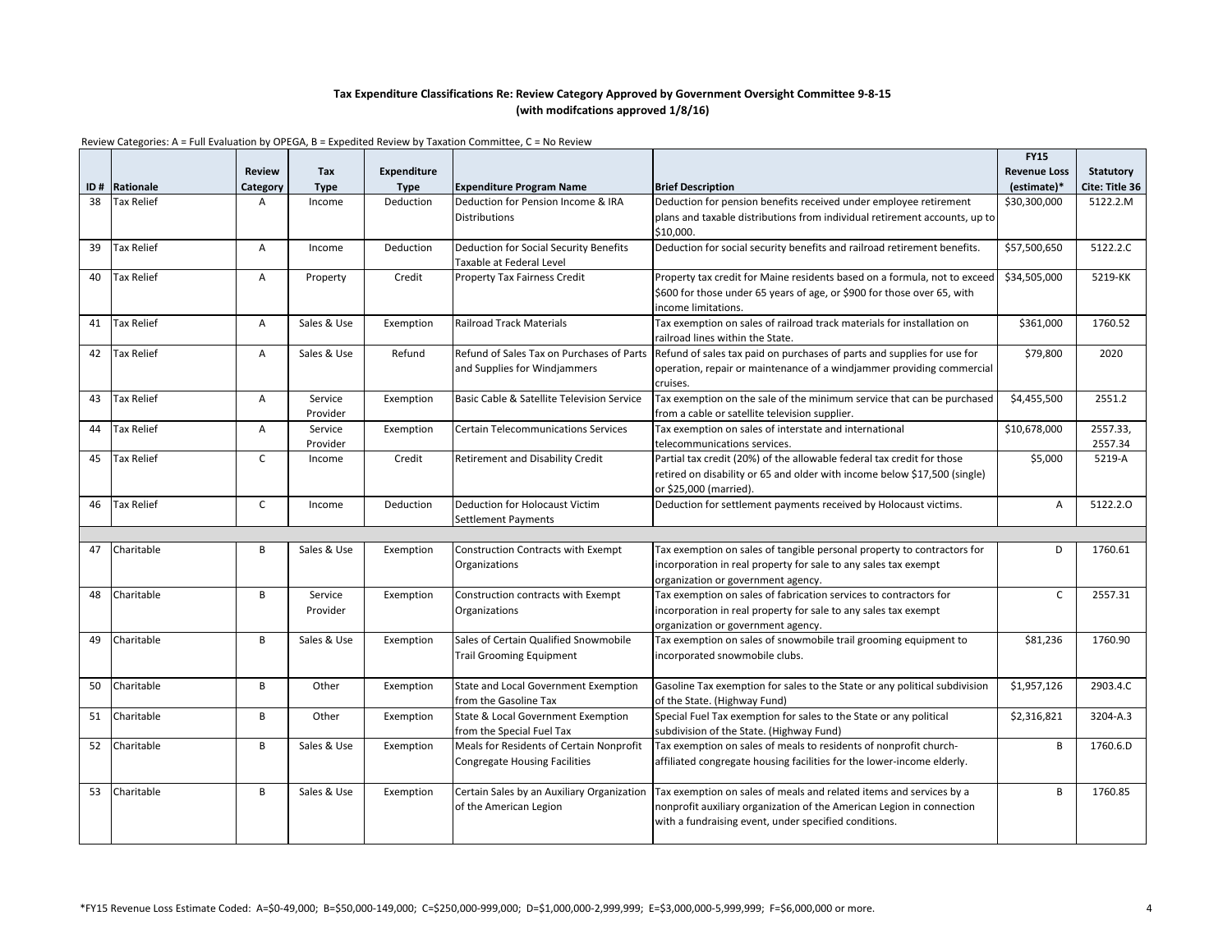**Tax Expenditure Classifications Re: Review Category Approved by Government Oversight Committee 9-8-15 (with modifcations approved 1/8/16)**

Review Categories: A = Full Evaluation by OPEGA, B = Expedited Review by Taxation Committee, C = No Review

| ID # | Rationale | Review Category | Tax Type | Expenditure Type | Expenditure Program Name | Brief Description | FY15 Revenue Loss (estimate)* | Statutory Cite: Title 36 |
|---|---|---|---|---|---|---|---|---|
| 38 | Tax Relief | A | Income | Deduction | Deduction for Pension Income & IRA Distributions | Deduction for pension benefits received under employee retirement plans and taxable distributions from individual retirement accounts, up to $10,000. | $30,300,000 | 5122.2.M |
| 39 | Tax Relief | A | Income | Deduction | Deduction for Social Security Benefits Taxable at Federal Level | Deduction for social security benefits and railroad retirement benefits. | $57,500,650 | 5122.2.C |
| 40 | Tax Relief | A | Property | Credit | Property Tax Fairness Credit | Property tax credit for Maine residents based on a formula, not to exceed $600 for those under 65 years of age, or $900 for those over 65, with income limitations. | $34,505,000 | 5219-KK |
| 41 | Tax Relief | A | Sales & Use | Exemption | Railroad Track Materials | Tax exemption on sales of railroad track materials for installation on railroad lines within the State. | $361,000 | 1760.52 |
| 42 | Tax Relief | A | Sales & Use | Refund | Refund of Sales Tax on Purchases of Parts and Supplies for Windjammers | Refund of sales tax paid on purchases of parts and supplies for use for operation, repair or maintenance of a windjammer providing commercial cruises. | $79,800 | 2020 |
| 43 | Tax Relief | A | Service Provider | Exemption | Basic Cable & Satellite Television Service | Tax exemption on the sale of the minimum service that can be purchased from a cable or satellite television supplier. | $4,455,500 | 2551.2 |
| 44 | Tax Relief | A | Service Provider | Exemption | Certain Telecommunications Services | Tax exemption on sales of interstate and international telecommunications services. | $10,678,000 | 2557.33, 2557.34 |
| 45 | Tax Relief | C | Income | Credit | Retirement and Disability Credit | Partial tax credit (20%) of the allowable federal tax credit for those retired on disability or 65 and older with income below $17,500 (single) or $25,000 (married). | $5,000 | 5219-A |
| 46 | Tax Relief | C | Income | Deduction | Deduction for Holocaust Victim Settlement Payments | Deduction for settlement payments received by Holocaust victims. | A | 5122.2.O |
| | | | | | | | | |
| 47 | Charitable | B | Sales & Use | Exemption | Construction Contracts with Exempt Organizations | Tax exemption on sales of tangible personal property to contractors for incorporation in real property for sale to any sales tax exempt organization or government agency. | D | 1760.61 |
| 48 | Charitable | B | Service Provider | Exemption | Construction contracts with Exempt Organizations | Tax exemption on sales of fabrication services to contractors for incorporation in real property for sale to any sales tax exempt organization or government agency. | C | 2557.31 |
| 49 | Charitable | B | Sales & Use | Exemption | Sales of Certain Qualified Snowmobile Trail Grooming Equipment | Tax exemption on sales of snowmobile trail grooming equipment to incorporated snowmobile clubs. | $81,236 | 1760.90 |
| 50 | Charitable | B | Other | Exemption | State and Local Government Exemption from the Gasoline Tax | Gasoline Tax exemption for sales to the State or any political subdivision of the State. (Highway Fund) | $1,957,126 | 2903.4.C |
| 51 | Charitable | B | Other | Exemption | State & Local Government Exemption from the Special Fuel Tax | Special Fuel Tax exemption for sales to the State or any political subdivision of the State. (Highway Fund) | $2,316,821 | 3204-A.3 |
| 52 | Charitable | B | Sales & Use | Exemption | Meals for Residents of Certain Nonprofit Congregate Housing Facilities | Tax exemption on sales of meals to residents of nonprofit church-affiliated congregate housing facilities for the lower-income elderly. | B | 1760.6.D |
| 53 | Charitable | B | Sales & Use | Exemption | Certain Sales by an Auxiliary Organization of the American Legion | Tax exemption on sales of meals and related items and services by a nonprofit auxiliary organization of the American Legion in connection with a fundraising event, under specified conditions. | B | 1760.85 |

*FY15 Revenue Loss Estimate Coded: A=$0-49,000; B=$50,000-149,000; C=$250,000-999,000; D=$1,000,000-2,999,999; E=$3,000,000-5,999,999; F=$6,000,000 or more.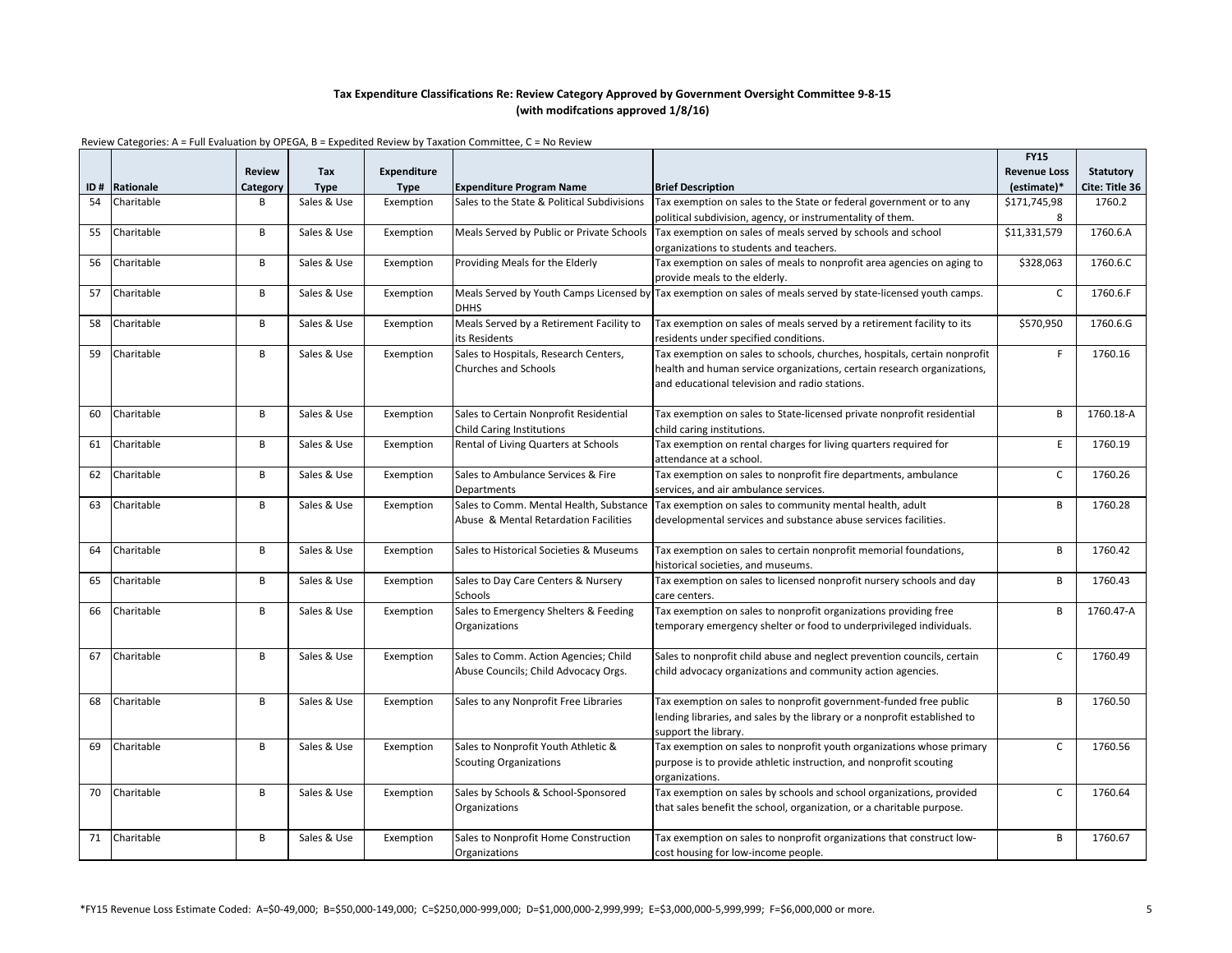**Tax Expenditure Classifications Re: Review Category Approved by Government Oversight Committee 9-8-15 (with modifcations approved 1/8/16)**

Review Categories: A = Full Evaluation by OPEGA, B = Expedited Review by Taxation Committee, C = No Review

| ID # | Rationale | Review Category | Tax Type | Expenditure Type | Expenditure Program Name | Brief Description | FY15 Revenue Loss (estimate)* | Statutory Cite: Title 36 |
|---|---|---|---|---|---|---|---|---|
| 54 | Charitable | B | Sales & Use | Exemption | Sales to the State & Political Subdivisions | Tax exemption on sales to the State or federal government or to any political subdivision, agency, or instrumentality of them. | $171,745,988 | 1760.2 |
| 55 | Charitable | B | Sales & Use | Exemption | Meals Served by Public or Private Schools | Tax exemption on sales of meals served by schools and school organizations to students and teachers. | $11,331,579 | 1760.6.A |
| 56 | Charitable | B | Sales & Use | Exemption | Providing Meals for the Elderly | Tax exemption on sales of meals to nonprofit area agencies on aging to provide meals to the elderly. | $328,063 | 1760.6.C |
| 57 | Charitable | B | Sales & Use | Exemption | Meals Served by Youth Camps Licensed by DHHS | Tax exemption on sales of meals served by state-licensed youth camps. | C | 1760.6.F |
| 58 | Charitable | B | Sales & Use | Exemption | Meals Served by a Retirement Facility to its Residents | Tax exemption on sales of meals served by a retirement facility to its residents under specified conditions. | $570,950 | 1760.6.G |
| 59 | Charitable | B | Sales & Use | Exemption | Sales to Hospitals, Research Centers, Churches and Schools | Tax exemption on sales to schools, churches, hospitals, certain nonprofit health and human service organizations, certain research organizations, and educational television and radio stations. | F | 1760.16 |
| 60 | Charitable | B | Sales & Use | Exemption | Sales to Certain Nonprofit Residential Child Caring Institutions | Tax exemption on sales to State-licensed private nonprofit residential child caring institutions. | B | 1760.18-A |
| 61 | Charitable | B | Sales & Use | Exemption | Rental of Living Quarters at Schools | Tax exemption on rental charges for living quarters required for attendance at a school. | E | 1760.19 |
| 62 | Charitable | B | Sales & Use | Exemption | Sales to Ambulance Services & Fire Departments | Tax exemption on sales to nonprofit fire departments, ambulance services, and air ambulance services. | C | 1760.26 |
| 63 | Charitable | B | Sales & Use | Exemption | Sales to Comm. Mental Health, Substance Abuse & Mental Retardation Facilities | Tax exemption on sales to community mental health, adult developmental services and substance abuse services facilities. | B | 1760.28 |
| 64 | Charitable | B | Sales & Use | Exemption | Sales to Historical Societies & Museums | Tax exemption on sales to certain nonprofit memorial foundations, historical societies, and museums. | B | 1760.42 |
| 65 | Charitable | B | Sales & Use | Exemption | Sales to Day Care Centers & Nursery Schools | Tax exemption on sales to licensed nonprofit nursery schools and day care centers. | B | 1760.43 |
| 66 | Charitable | B | Sales & Use | Exemption | Sales to Emergency Shelters & Feeding Organizations | Tax exemption on sales to nonprofit organizations providing free temporary emergency shelter or food to underprivileged individuals. | B | 1760.47-A |
| 67 | Charitable | B | Sales & Use | Exemption | Sales to Comm. Action Agencies; Child Abuse Councils; Child Advocacy Orgs. | Sales to nonprofit child abuse and neglect prevention councils, certain child advocacy organizations and community action agencies. | C | 1760.49 |
| 68 | Charitable | B | Sales & Use | Exemption | Sales to any Nonprofit Free Libraries | Tax exemption on sales to nonprofit government-funded free public lending libraries, and sales by the library or a nonprofit established to support the library. | B | 1760.50 |
| 69 | Charitable | B | Sales & Use | Exemption | Sales to Nonprofit Youth Athletic & Scouting Organizations | Tax exemption on sales to nonprofit youth organizations whose primary purpose is to provide athletic instruction, and nonprofit scouting organizations. | C | 1760.56 |
| 70 | Charitable | B | Sales & Use | Exemption | Sales by Schools & School-Sponsored Organizations | Tax exemption on sales by schools and school organizations, provided that sales benefit the school, organization, or a charitable purpose. | C | 1760.64 |
| 71 | Charitable | B | Sales & Use | Exemption | Sales to Nonprofit Home Construction Organizations | Tax exemption on sales to nonprofit organizations that construct low-cost housing for low-income people. | B | 1760.67 |

*FY15 Revenue Loss Estimate Coded: A=$0-49,000; B=$50,000-149,000; C=$250,000-999,000; D=$1,000,000-2,999,999; E=$3,000,000-5,999,999; F=$6,000,000 or more.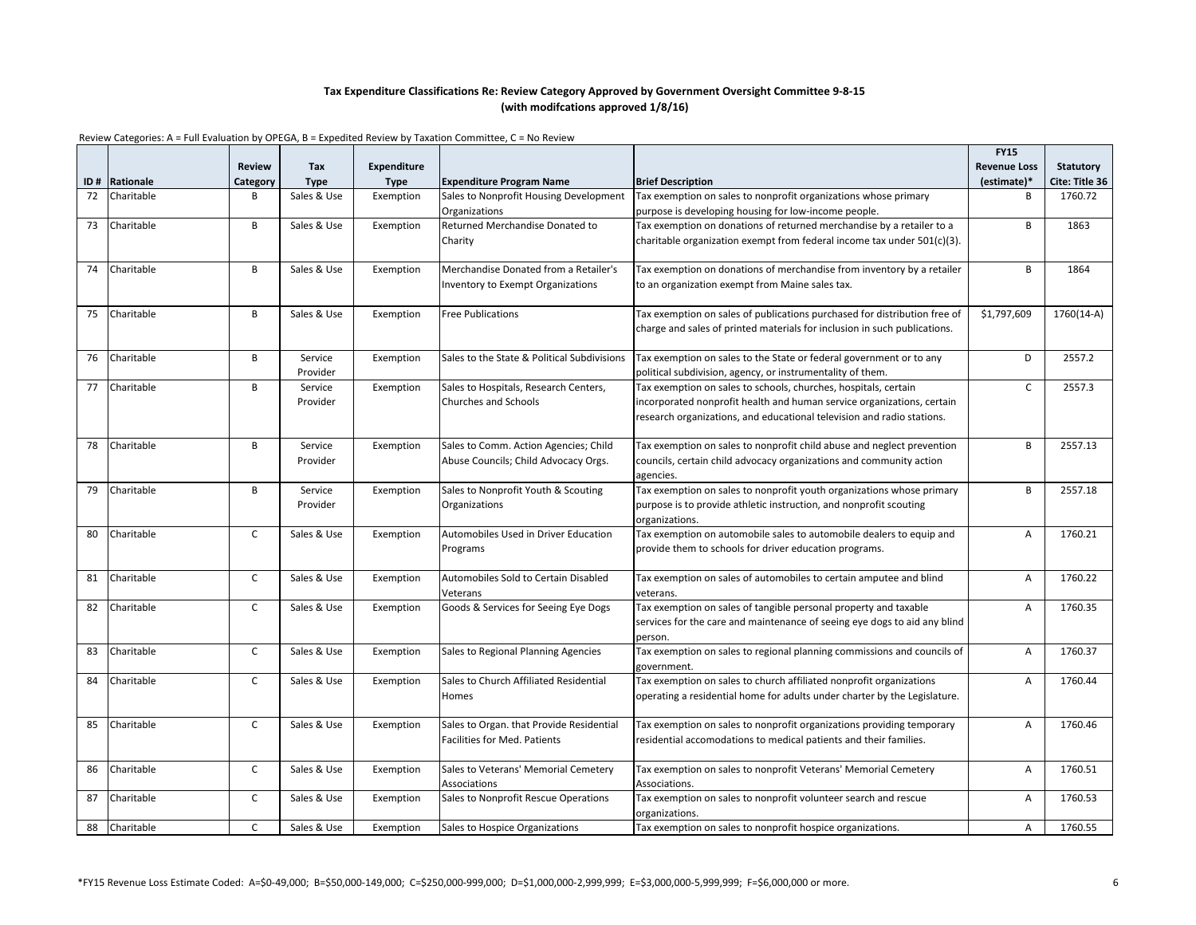**Tax Expenditure Classifications Re: Review Category Approved by Government Oversight Committee 9-8-15 (with modifcations approved 1/8/16)**

Review Categories: A = Full Evaluation by OPEGA, B = Expedited Review by Taxation Committee, C = No Review

| ID # | Rationale | Review Category | Tax Type | Expenditure Type | Expenditure Program Name | Brief Description | FY15 Revenue Loss (estimate)* | Statutory Cite: Title 36 |
|---|---|---|---|---|---|---|---|---|
| 72 | Charitable | B | Sales & Use | Exemption | Sales to Nonprofit Housing Development Organizations | Tax exemption on sales to nonprofit organizations whose primary purpose is developing housing for low-income people. | B | 1760.72 |
| 73 | Charitable | B | Sales & Use | Exemption | Returned Merchandise Donated to Charity | Tax exemption on donations of returned merchandise by a retailer to a charitable organization exempt from federal income tax under 501(c)(3). | B | 1863 |
| 74 | Charitable | B | Sales & Use | Exemption | Merchandise Donated from a Retailer's Inventory to Exempt Organizations | Tax exemption on donations of merchandise from inventory by a retailer to an organization exempt from Maine sales tax. | B | 1864 |
| 75 | Charitable | B | Sales & Use | Exemption | Free Publications | Tax exemption on sales of publications purchased for distribution free of charge and sales of printed materials for inclusion in such publications. | $1,797,609 | 1760(14-A) |
| 76 | Charitable | B | Service Provider | Exemption | Sales to the State & Political Subdivisions | Tax exemption on sales to the State or federal government or to any political subdivision, agency, or instrumentality of them. | D | 2557.2 |
| 77 | Charitable | B | Service Provider | Exemption | Sales to Hospitals, Research Centers, Churches and Schools | Tax exemption on sales to schools, churches, hospitals, certain incorporated nonprofit health and human service organizations, certain research organizations, and educational television and radio stations. | C | 2557.3 |
| 78 | Charitable | B | Service Provider | Exemption | Sales to Comm. Action Agencies; Child Abuse Councils; Child Advocacy Orgs. | Tax exemption on sales to nonprofit child abuse and neglect prevention councils, certain child advocacy organizations and community action agencies. | B | 2557.13 |
| 79 | Charitable | B | Service Provider | Exemption | Sales to Nonprofit Youth & Scouting Organizations | Tax exemption on sales to nonprofit youth organizations whose primary purpose is to provide athletic instruction, and nonprofit scouting organizations. | B | 2557.18 |
| 80 | Charitable | C | Sales & Use | Exemption | Automobiles Used in Driver Education Programs | Tax exemption on automobile sales to automobile dealers to equip and provide them to schools for driver education programs. | A | 1760.21 |
| 81 | Charitable | C | Sales & Use | Exemption | Automobiles Sold to Certain Disabled Veterans | Tax exemption on sales of automobiles to certain amputee and blind veterans. | A | 1760.22 |
| 82 | Charitable | C | Sales & Use | Exemption | Goods & Services for Seeing Eye Dogs | Tax exemption on sales of tangible personal property and taxable services for the care and maintenance of seeing eye dogs to aid any blind person. | A | 1760.35 |
| 83 | Charitable | C | Sales & Use | Exemption | Sales to Regional Planning Agencies | Tax exemption on sales to regional planning commissions and councils of government. | A | 1760.37 |
| 84 | Charitable | C | Sales & Use | Exemption | Sales to Church Affiliated Residential Homes | Tax exemption on sales to church affiliated nonprofit organizations operating a residential home for adults under charter by the Legislature. | A | 1760.44 |
| 85 | Charitable | C | Sales & Use | Exemption | Sales to Organ. that Provide Residential Facilities for Med. Patients | Tax exemption on sales to nonprofit organizations providing temporary residential accomodations to medical patients and their families. | A | 1760.46 |
| 86 | Charitable | C | Sales & Use | Exemption | Sales to Veterans' Memorial Cemetery Associations | Tax exemption on sales to nonprofit Veterans' Memorial Cemetery Associations. | A | 1760.51 |
| 87 | Charitable | C | Sales & Use | Exemption | Sales to Nonprofit Rescue Operations | Tax exemption on sales to nonprofit volunteer search and rescue organizations. | A | 1760.53 |
| 88 | Charitable | C | Sales & Use | Exemption | Sales to Hospice Organizations | Tax exemption on sales to nonprofit hospice organizations. | A | 1760.55 |

*FY15 Revenue Loss Estimate Coded: A=$0-49,000; B=$50,000-149,000; C=$250,000-999,000; D=$1,000,000-2,999,999; E=$3,000,000-5,999,999; F=$6,000,000 or more.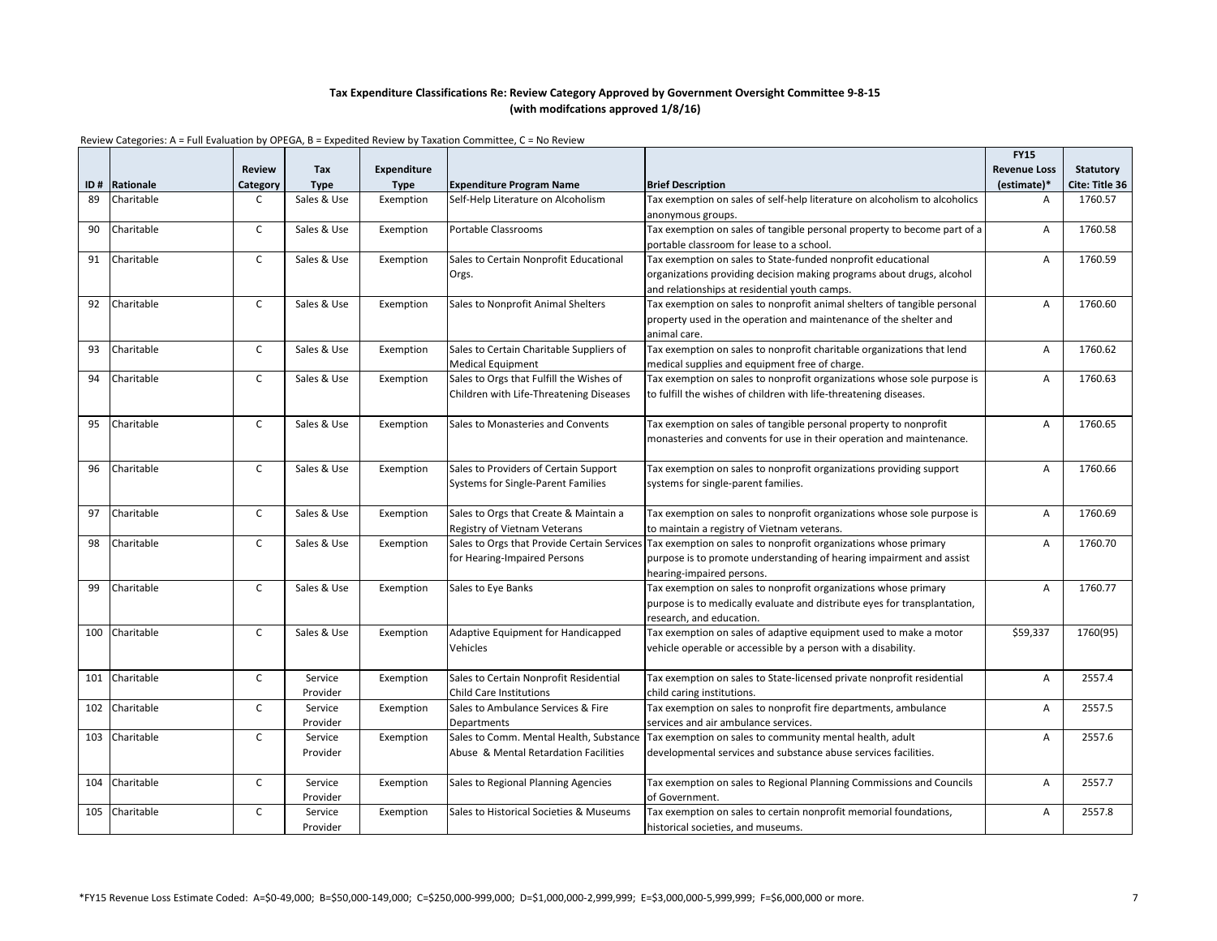**Tax Expenditure Classifications Re: Review Category Approved by Government Oversight Committee 9-8-15 (with modifcations approved 1/8/16)**

Review Categories: A = Full Evaluation by OPEGA, B = Expedited Review by Taxation Committee, C = No Review

| ID # | Rationale | Review Category | Tax Type | Expenditure Type | Expenditure Program Name | Brief Description | FY15 Revenue Loss (estimate)* | Statutory Cite: Title 36 |
|---|---|---|---|---|---|---|---|---|
| 89 | Charitable | C | Sales & Use | Exemption | Self-Help Literature on Alcoholism | Tax exemption on sales of self-help literature on alcoholism to alcoholics anonymous groups. | A | 1760.57 |
| 90 | Charitable | C | Sales & Use | Exemption | Portable Classrooms | Tax exemption on sales of tangible personal property to become part of a portable classroom for lease to a school. | A | 1760.58 |
| 91 | Charitable | C | Sales & Use | Exemption | Sales to Certain Nonprofit Educational Orgs. | Tax exemption on sales to State-funded nonprofit educational organizations providing decision making programs about drugs, alcohol and relationships at residential youth camps. | A | 1760.59 |
| 92 | Charitable | C | Sales & Use | Exemption | Sales to Nonprofit Animal Shelters | Tax exemption on sales to nonprofit animal shelters of tangible personal property used in the operation and maintenance of the shelter and animal care. | A | 1760.60 |
| 93 | Charitable | C | Sales & Use | Exemption | Sales to Certain Charitable Suppliers of Medical Equipment | Tax exemption on sales to nonprofit charitable organizations that lend medical supplies and equipment free of charge. | A | 1760.62 |
| 94 | Charitable | C | Sales & Use | Exemption | Sales to Orgs that Fulfill the Wishes of Children with Life-Threatening Diseases | Tax exemption on sales to nonprofit organizations whose sole purpose is to fulfill the wishes of children with life-threatening diseases. | A | 1760.63 |
| 95 | Charitable | C | Sales & Use | Exemption | Sales to Monasteries and Convents | Tax exemption on sales of tangible personal property to nonprofit monasteries and convents for use in their operation and maintenance. | A | 1760.65 |
| 96 | Charitable | C | Sales & Use | Exemption | Sales to Providers of Certain Support Systems for Single-Parent Families | Tax exemption on sales to nonprofit organizations providing support systems for single-parent families. | A | 1760.66 |
| 97 | Charitable | C | Sales & Use | Exemption | Sales to Orgs that Create & Maintain a Registry of Vietnam Veterans | Tax exemption on sales to nonprofit organizations whose sole purpose is to maintain a registry of Vietnam veterans. | A | 1760.69 |
| 98 | Charitable | C | Sales & Use | Exemption | Sales to Orgs that Provide Certain Services for Hearing-Impaired Persons | Tax exemption on sales to nonprofit organizations whose primary purpose is to promote understanding of hearing impairment and assist hearing-impaired persons. | A | 1760.70 |
| 99 | Charitable | C | Sales & Use | Exemption | Sales to Eye Banks | Tax exemption on sales to nonprofit organizations whose primary purpose is to medically evaluate and distribute eyes for transplantation, research, and education. | A | 1760.77 |
| 100 | Charitable | C | Sales & Use | Exemption | Adaptive Equipment for Handicapped Vehicles | Tax exemption on sales of adaptive equipment used to make a motor vehicle operable or accessible by a person with a disability. | $59,337 | 1760(95) |
| 101 | Charitable | C | Service Provider | Exemption | Sales to Certain Nonprofit Residential Child Care Institutions | Tax exemption on sales to State-licensed private nonprofit residential child caring institutions. | A | 2557.4 |
| 102 | Charitable | C | Service Provider | Exemption | Sales to Ambulance Services & Fire Departments | Tax exemption on sales to nonprofit fire departments, ambulance services and air ambulance services. | A | 2557.5 |
| 103 | Charitable | C | Service Provider | Exemption | Sales to Comm. Mental Health, Substance Abuse & Mental Retardation Facilities | Tax exemption on sales to community mental health, adult developmental services and substance abuse services facilities. | A | 2557.6 |
| 104 | Charitable | C | Service Provider | Exemption | Sales to Regional Planning Agencies | Tax exemption on sales to Regional Planning Commissions and Councils of Government. | A | 2557.7 |
| 105 | Charitable | C | Service Provider | Exemption | Sales to Historical Societies & Museums | Tax exemption on sales to certain nonprofit memorial foundations, historical societies, and museums. | A | 2557.8 |

*FY15 Revenue Loss Estimate Coded: A=$0-49,000; B=$50,000-149,000; C=$250,000-999,000; D=$1,000,000-2,999,999; E=$3,000,000-5,999,999; F=$6,000,000 or more.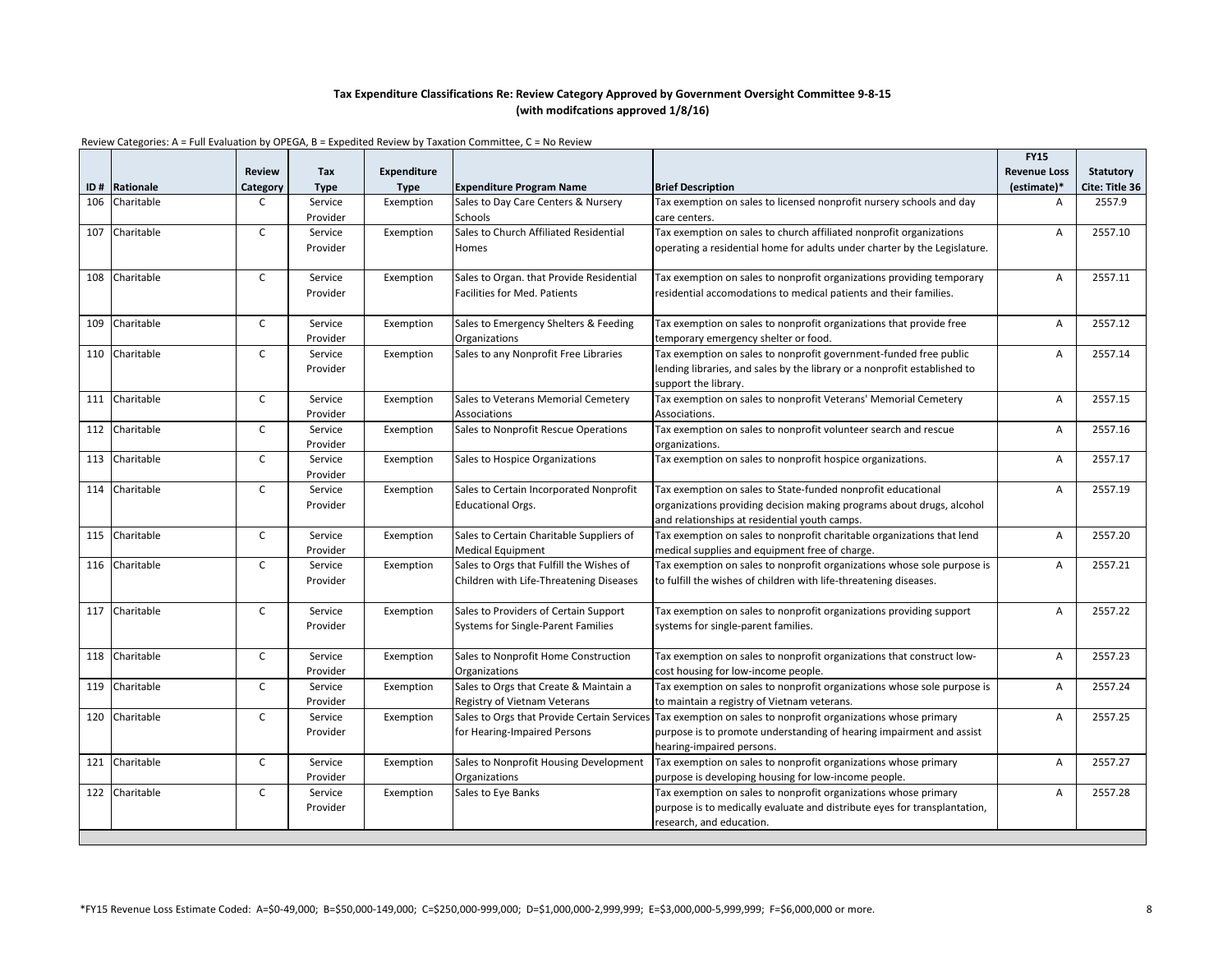**Tax Expenditure Classifications Re: Review Category Approved by Government Oversight Committee 9-8-15 (with modifcations approved 1/8/16)**

Review Categories: A = Full Evaluation by OPEGA, B = Expedited Review by Taxation Committee, C = No Review

| ID # | Rationale | Review Category | Tax Type | Expenditure Type | Expenditure Program Name | Brief Description | FY15 Revenue Loss (estimate)* | Statutory Cite: Title 36 |
|---|---|---|---|---|---|---|---|---|
| 106 | Charitable | C | Service Provider | Exemption | Sales to Day Care Centers & Nursery Schools | Tax exemption on sales to licensed nonprofit nursery schools and day care centers. | A | 2557.9 |
| 107 | Charitable | C | Service Provider | Exemption | Sales to Church Affiliated Residential Homes | Tax exemption on sales to church affiliated nonprofit organizations operating a residential home for adults under charter by the Legislature. | A | 2557.10 |
| 108 | Charitable | C | Service Provider | Exemption | Sales to Organ. that Provide Residential Facilities for Med. Patients | Tax exemption on sales to nonprofit organizations providing temporary residential accomodations to medical patients and their families. | A | 2557.11 |
| 109 | Charitable | C | Service Provider | Exemption | Sales to Emergency Shelters & Feeding Organizations | Tax exemption on sales to nonprofit organizations that provide free temporary emergency shelter or food. | A | 2557.12 |
| 110 | Charitable | C | Service Provider | Exemption | Sales to any Nonprofit Free Libraries | Tax exemption on sales to nonprofit government-funded free public lending libraries, and sales by the library or a nonprofit established to support the library. | A | 2557.14 |
| 111 | Charitable | C | Service Provider | Exemption | Sales to Veterans Memorial Cemetery Associations | Tax exemption on sales to nonprofit Veterans' Memorial Cemetery Associations. | A | 2557.15 |
| 112 | Charitable | C | Service Provider | Exemption | Sales to Nonprofit Rescue Operations | Tax exemption on sales to nonprofit volunteer search and rescue organizations. | A | 2557.16 |
| 113 | Charitable | C | Service Provider | Exemption | Sales to Hospice Organizations | Tax exemption on sales to nonprofit hospice organizations. | A | 2557.17 |
| 114 | Charitable | C | Service Provider | Exemption | Sales to Certain Incorporated Nonprofit Educational Orgs. | Tax exemption on sales to State-funded nonprofit educational organizations providing decision making programs about drugs, alcohol and relationships at residential youth camps. | A | 2557.19 |
| 115 | Charitable | C | Service Provider | Exemption | Sales to Certain Charitable Suppliers of Medical Equipment | Tax exemption on sales to nonprofit charitable organizations that lend medical supplies and equipment free of charge. | A | 2557.20 |
| 116 | Charitable | C | Service Provider | Exemption | Sales to Orgs that Fulfill the Wishes of Children with Life-Threatening Diseases | Tax exemption on sales to nonprofit organizations whose sole purpose is to fulfill the wishes of children with life-threatening diseases. | A | 2557.21 |
| 117 | Charitable | C | Service Provider | Exemption | Sales to Providers of Certain Support Systems for Single-Parent Families | Tax exemption on sales to nonprofit organizations providing support systems for single-parent families. | A | 2557.22 |
| 118 | Charitable | C | Service Provider | Exemption | Sales to Nonprofit Home Construction Organizations | Tax exemption on sales to nonprofit organizations that construct low-cost housing for low-income people. | A | 2557.23 |
| 119 | Charitable | C | Service Provider | Exemption | Sales to Orgs that Create & Maintain a Registry of Vietnam Veterans | Tax exemption on sales to nonprofit organizations whose sole purpose is to maintain a registry of Vietnam veterans. | A | 2557.24 |
| 120 | Charitable | C | Service Provider | Exemption | Sales to Orgs that Provide Certain Services for Hearing-Impaired Persons | Tax exemption on sales to nonprofit organizations whose primary purpose is to promote understanding of hearing impairment and assist hearing-impaired persons. | A | 2557.25 |
| 121 | Charitable | C | Service Provider | Exemption | Sales to Nonprofit Housing Development Organizations | Tax exemption on sales to nonprofit organizations whose primary purpose is developing housing for low-income people. | A | 2557.27 |
| 122 | Charitable | C | Service Provider | Exemption | Sales to Eye Banks | Tax exemption on sales to nonprofit organizations whose primary purpose is to medically evaluate and distribute eyes for transplantation, research, and education. | A | 2557.28 |

*FY15 Revenue Loss Estimate Coded: A=$0-49,000; B=$50,000-149,000; C=$250,000-999,000; D=$1,000,000-2,999,999; E=$3,000,000-5,999,999; F=$6,000,000 or more.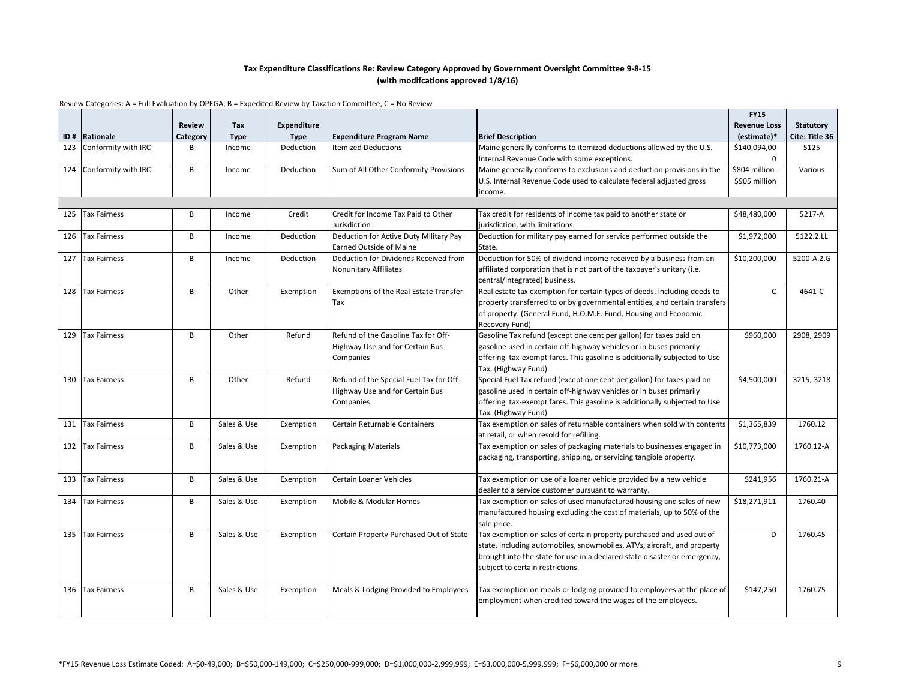**Tax Expenditure Classifications Re: Review Category Approved by Government Oversight Committee 9-8-15**
**(with modifcations approved 1/8/16)**

Review Categories: A = Full Evaluation by OPEGA, B = Expedited Review by Taxation Committee, C = No Review

| ID # | Rationale | Review Category | Tax Type | Expenditure Type | Expenditure Program Name | Brief Description | FY15 Revenue Loss (estimate)* | Statutory Cite: Title 36 |
|---|---|---|---|---|---|---|---|---|
| 123 | Conformity with IRC | B | Income | Deduction | Itemized Deductions | Maine generally conforms to itemized deductions allowed by the U.S. Internal Revenue Code with some exceptions. | $140,094,000 | 5125 |
| 124 | Conformity with IRC | B | Income | Deduction | Sum of All Other Conformity Provisions | Maine generally conforms to exclusions and deduction provisions in the U.S. Internal Revenue Code used to calculate federal adjusted gross income. | $804 million - $905 million | Various |
| | | | | | | | | |
| 125 | Tax Fairness | B | Income | Credit | Credit for Income Tax Paid to Other Jurisdiction | Tax credit for residents of income tax paid to another state or jurisdiction, with limitations. | $48,480,000 | 5217-A |
| 126 | Tax Fairness | B | Income | Deduction | Deduction for Active Duty Military Pay Earned Outside of Maine | Deduction for military pay earned for service performed outside the State. | $1,972,000 | 5122.2.LL |
| 127 | Tax Fairness | B | Income | Deduction | Deduction for Dividends Received from Nonunitary Affiliates | Deduction for 50% of dividend income received by a business from an affiliated corporation that is not part of the taxpayer's unitary (i.e. central/integrated) business. | $10,200,000 | 5200-A.2.G |
| 128 | Tax Fairness | B | Other | Exemption | Exemptions of the Real Estate Transfer Tax | Real estate tax exemption for certain types of deeds, including deeds to property transferred to or by governmental entities, and certain transfers of property. (General Fund, H.O.M.E. Fund, Housing and Economic Recovery Fund) | C | 4641-C |
| 129 | Tax Fairness | B | Other | Refund | Refund of the Gasoline Tax for Off-Highway Use and for Certain Bus Companies | Gasoline Tax refund (except one cent per gallon) for taxes paid on gasoline used in certain off-highway vehicles or in buses primarily offering tax-exempt fares. This gasoline is additionally subjected to Use Tax. (Highway Fund) | $960,000 | 2908, 2909 |
| 130 | Tax Fairness | B | Other | Refund | Refund of the Special Fuel Tax for Off-Highway Use and for Certain Bus Companies | Special Fuel Tax refund (except one cent per gallon) for taxes paid on gasoline used in certain off-highway vehicles or in buses primarily offering tax-exempt fares. This gasoline is additionally subjected to Use Tax. (Highway Fund) | $4,500,000 | 3215, 3218 |
| 131 | Tax Fairness | B | Sales & Use | Exemption | Certain Returnable Containers | Tax exemption on sales of returnable containers when sold with contents at retail, or when resold for refilling. | $1,365,839 | 1760.12 |
| 132 | Tax Fairness | B | Sales & Use | Exemption | Packaging Materials | Tax exemption on sales of packaging materials to businesses engaged in packaging, transporting, shipping, or servicing tangible property. | $10,773,000 | 1760.12-A |
| 133 | Tax Fairness | B | Sales & Use | Exemption | Certain Loaner Vehicles | Tax exemption on use of a loaner vehicle provided by a new vehicle dealer to a service customer pursuant to warranty. | $241,956 | 1760.21-A |
| 134 | Tax Fairness | B | Sales & Use | Exemption | Mobile & Modular Homes | Tax exemption on sales of used manufactured housing and sales of new manufactured housing excluding the cost of materials, up to 50% of the sale price. | $18,271,911 | 1760.40 |
| 135 | Tax Fairness | B | Sales & Use | Exemption | Certain Property Purchased Out of State | Tax exemption on sales of certain property purchased and used out of state, including automobiles, snowmobiles, ATVs, aircraft, and property brought into the state for use in a declared state disaster or emergency, subject to certain restrictions. | D | 1760.45 |
| 136 | Tax Fairness | B | Sales & Use | Exemption | Meals & Lodging Provided to Employees | Tax exemption on meals or lodging provided to employees at the place of employment when credited toward the wages of the employees. | $147,250 | 1760.75 |

*FY15 Revenue Loss Estimate Coded: A=$0-49,000; B=$50,000-149,000; C=$250,000-999,000; D=$1,000,000-2,999,999; E=$3,000,000-5,999,999; F=$6,000,000 or more.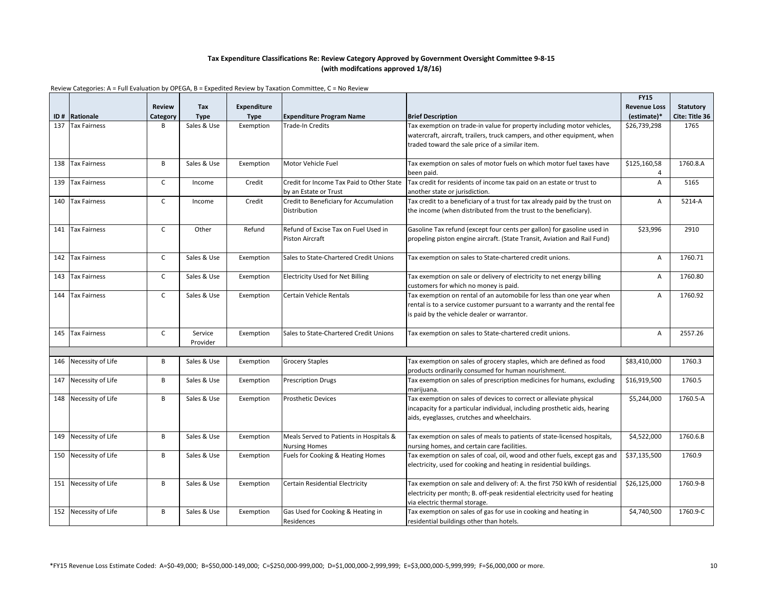**Tax Expenditure Classifications Re: Review Category Approved by Government Oversight Committee 9-8-15**
**(with modifcations approved 1/8/16)**

Review Categories: A = Full Evaluation by OPEGA, B = Expedited Review by Taxation Committee, C = No Review

| ID # | Rationale | Review Category | Tax Type | Expenditure Type | Expenditure Program Name | Brief Description | FY15 Revenue Loss (estimate)* | Statutory Cite: Title 36 |
|---|---|---|---|---|---|---|---|---|
| 137 | Tax Fairness | B | Sales & Use | Exemption | Trade-In Credits | Tax exemption on trade-in value for property including motor vehicles, watercraft, aircraft, trailers, truck campers, and other equipment, when traded toward the sale price of a similar item. | $26,739,298 | 1765 |
| 138 | Tax Fairness | B | Sales & Use | Exemption | Motor Vehicle Fuel | Tax exemption on sales of motor fuels on which motor fuel taxes have been paid. | $125,160,584 | 1760.8.A |
| 139 | Tax Fairness | C | Income | Credit | Credit for Income Tax Paid to Other State by an Estate or Trust | Tax credit for residents of income tax paid on an estate or trust to another state or jurisdiction. | A | 5165 |
| 140 | Tax Fairness | C | Income | Credit | Credit to Beneficiary for Accumulation Distribution | Tax credit to a beneficiary of a trust for tax already paid by the trust on the income (when distributed from the trust to the beneficiary). | A | 5214-A |
| 141 | Tax Fairness | C | Other | Refund | Refund of Excise Tax on Fuel Used in Piston Aircraft | Gasoline Tax refund (except four cents per gallon) for gasoline used in propeling piston engine aircraft. (State Transit, Aviation and Rail Fund) | $23,996 | 2910 |
| 142 | Tax Fairness | C | Sales & Use | Exemption | Sales to State-Chartered Credit Unions | Tax exemption on sales to State-chartered credit unions. | A | 1760.71 |
| 143 | Tax Fairness | C | Sales & Use | Exemption | Electricity Used for Net Billing | Tax exemption on sale or delivery of electricity to net energy billing customers for which no money is paid. | A | 1760.80 |
| 144 | Tax Fairness | C | Sales & Use | Exemption | Certain Vehicle Rentals | Tax exemption on rental of an automobile for less than one year when rental is to a service customer pursuant to a warranty and the rental fee is paid by the vehicle dealer or warrantor. | A | 1760.92 |
| 145 | Tax Fairness | C | Service Provider | Exemption | Sales to State-Chartered Credit Unions | Tax exemption on sales to State-chartered credit unions. | A | 2557.26 |
| | | | | | | | | |
| 146 | Necessity of Life | B | Sales & Use | Exemption | Grocery Staples | Tax exemption on sales of grocery staples, which are defined as food products ordinarily consumed for human nourishment. | $83,410,000 | 1760.3 |
| 147 | Necessity of Life | B | Sales & Use | Exemption | Prescription Drugs | Tax exemption on sales of prescription medicines for humans, excluding marijuana. | $16,919,500 | 1760.5 |
| 148 | Necessity of Life | B | Sales & Use | Exemption | Prosthetic Devices | Tax exemption on sales of devices to correct or alleviate physical incapacity for a particular individual, including prosthetic aids, hearing aids, eyeglasses, crutches and wheelchairs. | $5,244,000 | 1760.5-A |
| 149 | Necessity of Life | B | Sales & Use | Exemption | Meals Served to Patients in Hospitals & Nursing Homes | Tax exemption on sales of meals to patients of state-licensed hospitals, nursing homes, and certain care facilities. | $4,522,000 | 1760.6.B |
| 150 | Necessity of Life | B | Sales & Use | Exemption | Fuels for Cooking & Heating Homes | Tax exemption on sales of coal, oil, wood and other fuels, except gas and electricity, used for cooking and heating in residential buildings. | $37,135,500 | 1760.9 |
| 151 | Necessity of Life | B | Sales & Use | Exemption | Certain Residential Electricity | Tax exemption on sale and delivery of: A. the first 750 kWh of residential electricity per month; B. off-peak residential electricity used for heating via electric thermal storage. | $26,125,000 | 1760.9-B |
| 152 | Necessity of Life | B | Sales & Use | Exemption | Gas Used for Cooking & Heating in Residences | Tax exemption on sales of gas for use in cooking and heating in residential buildings other than hotels. | $4,740,500 | 1760.9-C |

*FY15 Revenue Loss Estimate Coded: A=$0-49,000; B=$50,000-149,000; C=$250,000-999,000; D=$1,000,000-2,999,999; E=$3,000,000-5,999,999; F=$6,000,000 or more.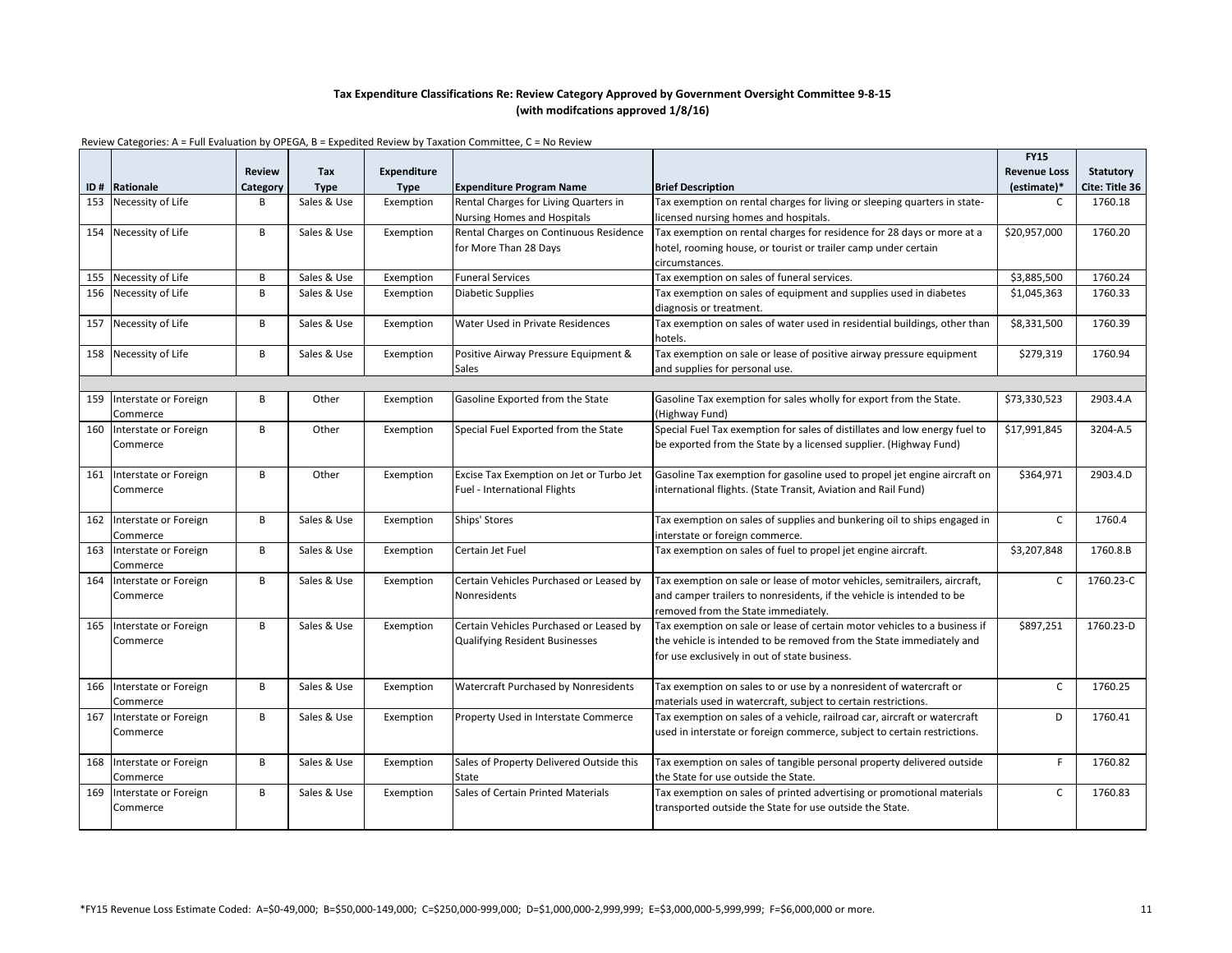**Tax Expenditure Classifications Re: Review Category Approved by Government Oversight Committee 9-8-15**
**(with modifcations approved 1/8/16)**

Review Categories: A = Full Evaluation by OPEGA, B = Expedited Review by Taxation Committee, C = No Review

| ID # | Rationale | Review Category | Tax Type | Expenditure Type | Expenditure Program Name | Brief Description | FY15 Revenue Loss (estimate)* | Statutory Cite: Title 36 |
|---|---|---|---|---|---|---|---|---|
| 153 | Necessity of Life | B | Sales & Use | Exemption | Rental Charges for Living Quarters in Nursing Homes and Hospitals | Tax exemption on rental charges for living or sleeping quarters in state-licensed nursing homes and hospitals. | C | 1760.18 |
| 154 | Necessity of Life | B | Sales & Use | Exemption | Rental Charges on Continuous Residence for More Than 28 Days | Tax exemption on rental charges for residence for 28 days or more at a hotel, rooming house, or tourist or trailer camp under certain circumstances. | $20,957,000 | 1760.20 |
| 155 | Necessity of Life | B | Sales & Use | Exemption | Funeral Services | Tax exemption on sales of funeral services. | $3,885,500 | 1760.24 |
| 156 | Necessity of Life | B | Sales & Use | Exemption | Diabetic Supplies | Tax exemption on sales of equipment and supplies used in diabetes diagnosis or treatment. | $1,045,363 | 1760.33 |
| 157 | Necessity of Life | B | Sales & Use | Exemption | Water Used in Private Residences | Tax exemption on sales of water used in residential buildings, other than hotels. | $8,331,500 | 1760.39 |
| 158 | Necessity of Life | B | Sales & Use | Exemption | Positive Airway Pressure Equipment & Sales | Tax exemption on sale or lease of positive airway pressure equipment and supplies for personal use. | $279,319 | 1760.94 |
| | | | | | | | | |
| 159 | Interstate or Foreign Commerce | B | Other | Exemption | Gasoline Exported from the State | Gasoline Tax exemption for sales wholly for export from the State. (Highway Fund) | $73,330,523 | 2903.4.A |
| 160 | Interstate or Foreign Commerce | B | Other | Exemption | Special Fuel Exported from the State | Special Fuel Tax exemption for sales of distillates and low energy fuel to be exported from the State by a licensed supplier. (Highway Fund) | $17,991,845 | 3204-A.5 |
| 161 | Interstate or Foreign Commerce | B | Other | Exemption | Excise Tax Exemption on Jet or Turbo Jet Fuel - International Flights | Gasoline Tax exemption for gasoline used to propel jet engine aircraft on international flights. (State Transit, Aviation and Rail Fund) | $364,971 | 2903.4.D |
| 162 | Interstate or Foreign Commerce | B | Sales & Use | Exemption | Ships' Stores | Tax exemption on sales of supplies and bunkering oil to ships engaged in interstate or foreign commerce. | C | 1760.4 |
| 163 | Interstate or Foreign Commerce | B | Sales & Use | Exemption | Certain Jet Fuel | Tax exemption on sales of fuel to propel jet engine aircraft. | $3,207,848 | 1760.8.B |
| 164 | Interstate or Foreign Commerce | B | Sales & Use | Exemption | Certain Vehicles Purchased or Leased by Nonresidents | Tax exemption on sale or lease of motor vehicles, semitrailers, aircraft, and camper trailers to nonresidents, if the vehicle is intended to be removed from the State immediately. | C | 1760.23-C |
| 165 | Interstate or Foreign Commerce | B | Sales & Use | Exemption | Certain Vehicles Purchased or Leased by Qualifying Resident Businesses | Tax exemption on sale or lease of certain motor vehicles to a business if the vehicle is intended to be removed from the State immediately and for use exclusively in out of state business. | $897,251 | 1760.23-D |
| 166 | Interstate or Foreign Commerce | B | Sales & Use | Exemption | Watercraft Purchased by Nonresidents | Tax exemption on sales to or use by a nonresident of watercraft or materials used in watercraft, subject to certain restrictions. | C | 1760.25 |
| 167 | Interstate or Foreign Commerce | B | Sales & Use | Exemption | Property Used in Interstate Commerce | Tax exemption on sales of a vehicle, railroad car, aircraft or watercraft used in interstate or foreign commerce, subject to certain restrictions. | D | 1760.41 |
| 168 | Interstate or Foreign Commerce | B | Sales & Use | Exemption | Sales of Property Delivered Outside this State | Tax exemption on sales of tangible personal property delivered outside the State for use outside the State. | F | 1760.82 |
| 169 | Interstate or Foreign Commerce | B | Sales & Use | Exemption | Sales of Certain Printed Materials | Tax exemption on sales of printed advertising or promotional materials transported outside the State for use outside the State. | C | 1760.83 |

*FY15 Revenue Loss Estimate Coded: A=$0-49,000; B=$50,000-149,000; C=$250,000-999,000; D=$1,000,000-2,999,999; E=$3,000,000-5,999,999; F=$6,000,000 or more.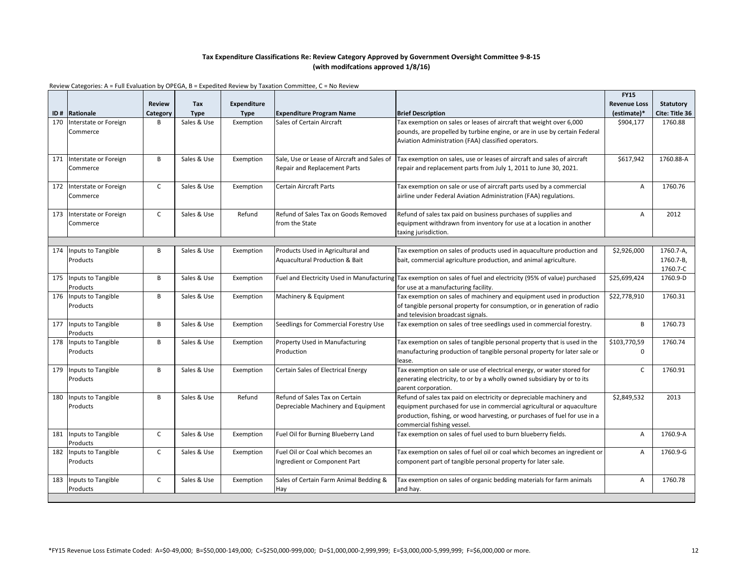**Tax Expenditure Classifications Re: Review Category Approved by Government Oversight Committee 9-8-15 (with modifcations approved 1/8/16)**

Review Categories: A = Full Evaluation by OPEGA, B = Expedited Review by Taxation Committee, C = No Review

| ID # | Rationale | Review Category | Tax Type | Expenditure Type | Expenditure Program Name | Brief Description | FY15 Revenue Loss (estimate)* | Statutory Cite: Title 36 |
|---|---|---|---|---|---|---|---|---|
| 170 | Interstate or Foreign Commerce | B | Sales & Use | Exemption | Sales of Certain Aircraft | Tax exemption on sales or leases of aircraft that weight over 6,000 pounds, are propelled by turbine engine, or are in use by certain Federal Aviation Administration (FAA) classified operators. | $904,177 | 1760.88 |
| 171 | Interstate or Foreign Commerce | B | Sales & Use | Exemption | Sale, Use or Lease of Aircraft and Sales of Repair and Replacement Parts | Tax exemption on sales, use or leases of aircraft and sales of aircraft repair and replacement parts from July 1, 2011 to June 30, 2021. | $617,942 | 1760.88-A |
| 172 | Interstate or Foreign Commerce | C | Sales & Use | Exemption | Certain Aircraft Parts | Tax exemption on sale or use of aircraft parts used by a commercial airline under Federal Aviation Administration (FAA) regulations. | A | 1760.76 |
| 173 | Interstate or Foreign Commerce | C | Sales & Use | Refund | Refund of Sales Tax on Goods Removed from the State | Refund of sales tax paid on business purchases of supplies and equipment withdrawn from inventory for use at a location in another taxing jurisdiction. | A | 2012 |
| | | | | | | | | |
| 174 | Inputs to Tangible Products | B | Sales & Use | Exemption | Products Used in Agricultural and Aquacultural Production & Bait | Tax exemption on sales of products used in aquaculture production and bait, commercial agriculture production, and animal agriculture. | $2,926,000 | 1760.7-A, 1760.7-B, 1760.7-C |
| 175 | Inputs to Tangible Products | B | Sales & Use | Exemption | Fuel and Electricity Used in Manufacturing | Tax exemption on sales of fuel and electricity (95% of value) purchased for use at a manufacturing facility. | $25,699,424 | 1760.9-D |
| 176 | Inputs to Tangible Products | B | Sales & Use | Exemption | Machinery & Equipment | Tax exemption on sales of machinery and equipment used in production of tangible personal property for consumption, or in generation of radio and television broadcast signals. | $22,778,910 | 1760.31 |
| 177 | Inputs to Tangible Products | B | Sales & Use | Exemption | Seedlings for Commercial Forestry Use | Tax exemption on sales of tree seedlings used in commercial forestry. | B | 1760.73 |
| 178 | Inputs to Tangible Products | B | Sales & Use | Exemption | Property Used in Manufacturing Production | Tax exemption on sales of tangible personal property that is used in the manufacturing production of tangible personal property for later sale or lease. | $103,770,590 | 1760.74 |
| 179 | Inputs to Tangible Products | B | Sales & Use | Exemption | Certain Sales of Electrical Energy | Tax exemption on sale or use of electrical energy, or water stored for generating electricity, to or by a wholly owned subsidiary by or to its parent corporation. | C | 1760.91 |
| 180 | Inputs to Tangible Products | B | Sales & Use | Refund | Refund of Sales Tax on Certain Depreciable Machinery and Equipment | Refund of sales tax paid on electricity or depreciable machinery and equipment purchased for use in commercial agricultural or aquaculture production, fishing, or wood harvesting, or purchases of fuel for use in a commercial fishing vessel. | $2,849,532 | 2013 |
| 181 | Inputs to Tangible Products | C | Sales & Use | Exemption | Fuel Oil for Burning Blueberry Land | Tax exemption on sales of fuel used to burn blueberry fields. | A | 1760.9-A |
| 182 | Inputs to Tangible Products | C | Sales & Use | Exemption | Fuel Oil or Coal which becomes an Ingredient or Component Part | Tax exemption on sales of fuel oil or coal which becomes an ingredient or component part of tangible personal property for later sale. | A | 1760.9-G |
| 183 | Inputs to Tangible Products | C | Sales & Use | Exemption | Sales of Certain Farm Animal Bedding & Hay | Tax exemption on sales of organic bedding materials for farm animals and hay. | A | 1760.78 |

*FY15 Revenue Loss Estimate Coded: A=$0-49,000; B=$50,000-149,000; C=$250,000-999,000; D=$1,000,000-2,999,999; E=$3,000,000-5,999,999; F=$6,000,000 or more.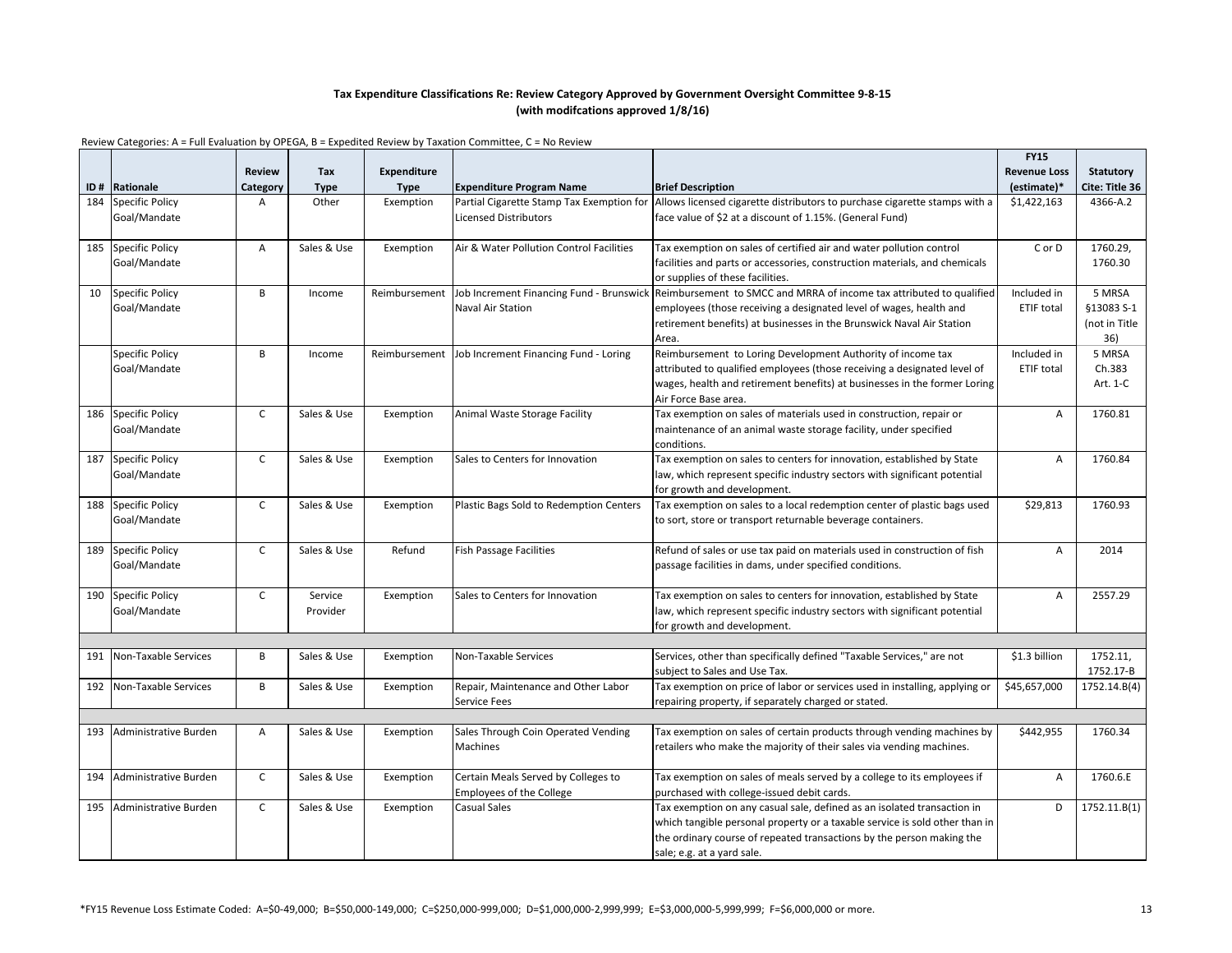**Tax Expenditure Classifications Re: Review Category Approved by Government Oversight Committee 9-8-15 (with modifcations approved 1/8/16)**

Review Categories: A = Full Evaluation by OPEGA, B = Expedited Review by Taxation Committee, C = No Review

| ID # | Rationale | Review Category | Tax Type | Expenditure Type | Expenditure Program Name | Brief Description | FY15 Revenue Loss (estimate)* | Statutory Cite: Title 36 |
|---|---|---|---|---|---|---|---|---|
| 184 | Specific Policy Goal/Mandate | A | Other | Exemption | Partial Cigarette Stamp Tax Exemption for Licensed Distributors | Allows licensed cigarette distributors to purchase cigarette stamps with a face value of $2 at a discount of 1.15%. (General Fund) | $1,422,163 | 4366-A.2 |
| 185 | Specific Policy Goal/Mandate | A | Sales & Use | Exemption | Air & Water Pollution Control Facilities | Tax exemption on sales of certified air and water pollution control facilities and parts or accessories, construction materials, and chemicals or supplies of these facilities. | C or D | 1760.29, 1760.30 |
| 10 | Specific Policy Goal/Mandate | B | Income | Reimbursement | Job Increment Financing Fund - Brunswick Naval Air Station | Reimbursement to SMCC and MRRA of income tax attributed to qualified employees (those receiving a designated level of wages, health and retirement benefits) at businesses in the Brunswick Naval Air Station Area. | Included in ETIF total | 5 MRSA §13083 S-1 (not in Title 36) |
| | Specific Policy Goal/Mandate | B | Income | Reimbursement | Job Increment Financing Fund - Loring | Reimbursement to Loring Development Authority of income tax attributed to qualified employees (those receiving a designated level of wages, health and retirement benefits) at businesses in the former Loring Air Force Base area. | Included in ETIF total | 5 MRSA Ch.383 Art. 1-C |
| 186 | Specific Policy Goal/Mandate | C | Sales & Use | Exemption | Animal Waste Storage Facility | Tax exemption on sales of materials used in construction, repair or maintenance of an animal waste storage facility, under specified conditions. | A | 1760.81 |
| 187 | Specific Policy Goal/Mandate | C | Sales & Use | Exemption | Sales to Centers for Innovation | Tax exemption on sales to centers for innovation, established by State law, which represent specific industry sectors with significant potential for growth and development. | A | 1760.84 |
| 188 | Specific Policy Goal/Mandate | C | Sales & Use | Exemption | Plastic Bags Sold to Redemption Centers | Tax exemption on sales to a local redemption center of plastic bags used to sort, store or transport returnable beverage containers. | $29,813 | 1760.93 |
| 189 | Specific Policy Goal/Mandate | C | Sales & Use | Refund | Fish Passage Facilities | Refund of sales or use tax paid on materials used in construction of fish passage facilities in dams, under specified conditions. | A | 2014 |
| 190 | Specific Policy Goal/Mandate | C | Service Provider | Exemption | Sales to Centers for Innovation | Tax exemption on sales to centers for innovation, established by State law, which represent specific industry sectors with significant potential for growth and development. | A | 2557.29 |
| | | | | | | | | |
| 191 | Non-Taxable Services | B | Sales & Use | Exemption | Non-Taxable Services | Services, other than specifically defined "Taxable Services," are not subject to Sales and Use Tax. | $1.3 billion | 1752.11, 1752.17-B |
| 192 | Non-Taxable Services | B | Sales & Use | Exemption | Repair, Maintenance and Other Labor Service Fees | Tax exemption on price of labor or services used in installing, applying or repairing property, if separately charged or stated. | $45,657,000 | 1752.14.B(4) |
| | | | | | | | | |
| 193 | Administrative Burden | A | Sales & Use | Exemption | Sales Through Coin Operated Vending Machines | Tax exemption on sales of certain products through vending machines by retailers who make the majority of their sales via vending machines. | $442,955 | 1760.34 |
| 194 | Administrative Burden | C | Sales & Use | Exemption | Certain Meals Served by Colleges to Employees of the College | Tax exemption on sales of meals served by a college to its employees if purchased with college-issued debit cards. | A | 1760.6.E |
| 195 | Administrative Burden | C | Sales & Use | Exemption | Casual Sales | Tax exemption on any casual sale, defined as an isolated transaction in which tangible personal property or a taxable service is sold other than in the ordinary course of repeated transactions by the person making the sale; e.g. at a yard sale. | D | 1752.11.B(1) |

*FY15 Revenue Loss Estimate Coded: A=$0-49,000; B=$50,000-149,000; C=$250,000-999,000; D=$1,000,000-2,999,999; E=$3,000,000-5,999,999; F=$6,000,000 or more.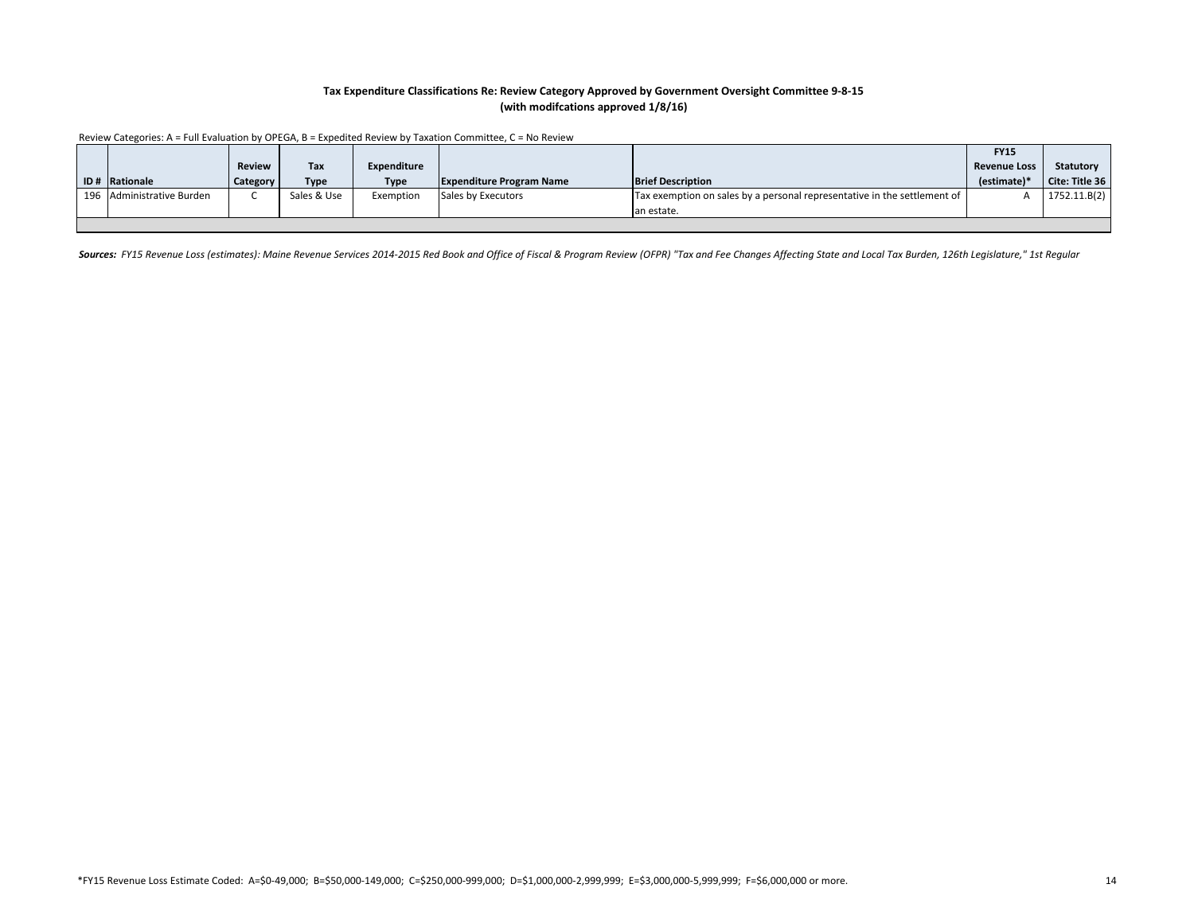**Tax Expenditure Classifications Re: Review Category Approved by Government Oversight Committee 9-8-15**
**(with modifcations approved 1/8/16)**

Review Categories: A = Full Evaluation by OPEGA, B = Expedited Review by Taxation Committee, C = No Review

| ID # | Rationale | Review Category | Tax Type | Expenditure Type | Expenditure Program Name | Brief Description | FY15 Revenue Loss (estimate)* | Statutory Cite: Title 36 |
|---|---|---|---|---|---|---|---|---|
| 196 | Administrative Burden | C | Sales & Use | Exemption | Sales by Executors | Tax exemption on sales by a personal representative in the settlement of an estate. | A | 1752.11.B(2) |

***Sources:*** *FY15 Revenue Loss (estimates): Maine Revenue Services 2014-2015 Red Book and Office of Fiscal & Program Review (OFPR) "Tax and Fee Changes Affecting State and Local Tax Burden, 126th Legislature," 1st Regular*

*FY15 Revenue Loss Estimate Coded: A=$0-49,000; B=$50,000-149,000; C=$250,000-999,000; D=$1,000,000-2,999,999; E=$3,000,000-5,999,999; F=$6,000,000 or more.